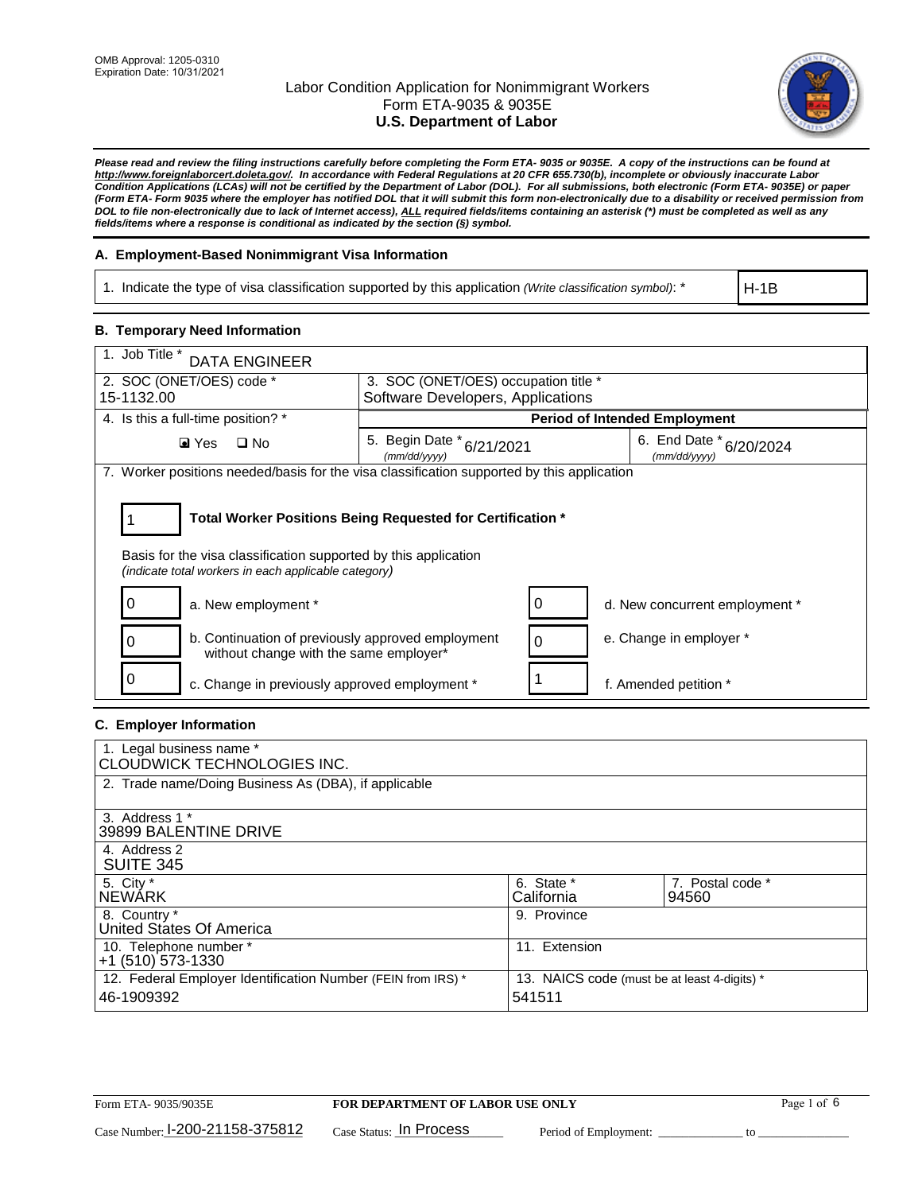OMB Approval: 1205-0310
Expiration Date: 10/31/2021

# Labor Condition Application for Nonimmigrant Workers
## Form ETA-9035 & 9035E
## U.S. Department of Labor

***Please read and review the filing instructions carefully before completing the Form ETA- 9035 or 9035E. A copy of the instructions can be found at http://www.foreignlaborcert.doleta.gov/. In accordance with Federal Regulations at 20 CFR 655.730(b), incomplete or obviously inaccurate Labor Condition Applications (LCAs) will not be certified by the Department of Labor (DOL). For all submissions, both electronic (Form ETA- 9035E) or paper (Form ETA- Form 9035 where the employer has notified DOL that it will submit this form non-electronically due to a disability or received permission from DOL to file non-electronically due to lack of Internet access), ALL required fields/items containing an asterisk (*) must be completed as well as any fields/items where a response is conditional as indicated by the section (§) symbol.***

### A. Employment-Based Nonimmigrant Visa Information

| 1. Indicate the type of visa classification supported by this application *(Write classification symbol)*: * | H-1B |
|---|---|

### B. Temporary Need Information

| 1. Job Title * DATA ENGINEER | | |
|---|---|---|
| 2. SOC (ONET/OES) code * 15-1132.00 | 3. SOC (ONET/OES) occupation title * Software Developers, Applications | |
| 4. Is this a full-time position? * | Period of Intended Employment | |
| ☒ Yes ☐ No | 5. Begin Date * (mm/dd/yyyy) 6/21/2021 | 6. End Date * (mm/dd/yyyy) 6/20/2024 |

7. Worker positions needed/basis for the visa classification supported by this application

1 **Total Worker Positions Being Requested for Certification ***

Basis for the visa classification supported by this application
*(indicate total workers in each applicable category)*

| | | | |
|---|---|---|---|
| 0 | a. New employment * | 0 | d. New concurrent employment * |
| 0 | b. Continuation of previously approved employment without change with the same employer* | 0 | e. Change in employer * |
| 0 | c. Change in previously approved employment * | 1 | f. Amended petition * |

### C. Employer Information

| | | |
|---|---|---|
| 1. Legal business name * CLOUDWICK TECHNOLOGIES INC. | | |
| 2. Trade name/Doing Business As (DBA), if applicable | | |
| 3. Address 1 * 39899 BALENTINE DRIVE | | |
| 4. Address 2 SUITE 345 | | |
| 5. City * NEWARK | 6. State * California | 7. Postal code * 94560 |
| 8. Country * United States Of America | 9. Province | |
| 10. Telephone number * +1 (510) 573-1330 | 11. Extension | |
| 12. Federal Employer Identification Number (FEIN from IRS) * 46-1909392 | 13. NAICS code (must be at least 4-digits) * 541511 | |

Form ETA- 9035/9035E | **FOR DEPARTMENT OF LABOR USE ONLY**

Case Number: I-200-21158-375812 Case Status: In Process Period of Employment: _____________ to _____________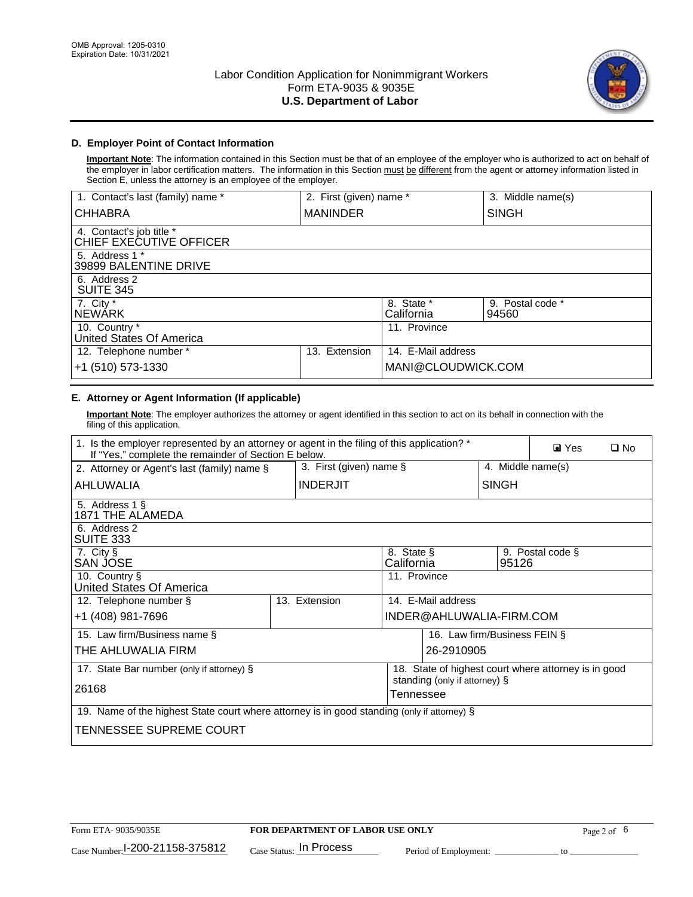OMB Approval: 1205-0310
Expiration Date: 10/31/2021

# Labor Condition Application for Nonimmigrant Workers
## Form ETA-9035 & 9035E
## U.S. Department of Labor

### D. Employer Point of Contact Information

**Important Note**: The information contained in this Section must be that of an employee of the employer who is authorized to act on behalf of the employer in labor certification matters. The information in this Section must be different from the agent or attorney information listed in Section E, unless the attorney is an employee of the employer.

| 1. Contact's last (family) name * | 2. First (given) name * | 3. Middle name(s) |
|---|---|---|
| CHHABRA | MANINDER | SINGH |
| 4. Contact's job title * CHIEF EXECUTIVE OFFICER | | |
| 5. Address 1 * 39899 BALENTINE DRIVE | | |
| 6. Address 2 SUITE 345 | | |
| 7. City * NEWARK | 8. State * California | 9. Postal code * 94560 |
| 10. Country * United States Of America | 11. Province | |
| 12. Telephone number * +1 (510) 573-1330 | 13. Extension | 14. E-Mail address MANI@CLOUDWICK.COM |

### E. Attorney or Agent Information (If applicable)

**Important Note**: The employer authorizes the attorney or agent identified in this section to act on its behalf in connection with the filing of this application.

| 1. Is the employer represented by an attorney or agent in the filing of this application? * If "Yes," complete the remainder of Section E below. | | ☑ Yes ☐ No |
|---|---|---|
| 2. Attorney or Agent's last (family) name § | 3. First (given) name § | 4. Middle name(s) |
| AHLUWALIA | INDERJIT | SINGH |
| 5. Address 1 § 1871 THE ALAMEDA | | |
| 6. Address 2 SUITE 333 | | |
| 7. City § SAN JOSE | 8. State § California | 9. Postal code § 95126 |
| 10. Country § United States Of America | 11. Province | |
| 12. Telephone number § +1 (408) 981-7696 | 13. Extension | 14. E-Mail address INDER@AHLUWALIA-FIRM.COM |
| 15. Law firm/Business name § THE AHLUWALIA FIRM | | 16. Law firm/Business FEIN § 26-2910905 |
| 17. State Bar number (only if attorney) § 26168 | | 18. State of highest court where attorney is in good standing (only if attorney) § Tennessee |
| 19. Name of the highest State court where attorney is in good standing (only if attorney) § TENNESSEE SUPREME COURT | | |

Form ETA- 9035/9035E | FOR DEPARTMENT OF LABOR USE ONLY

Case Number: I-200-21158-375812 Case Status: In Process Period of Employment: _____________ to _____________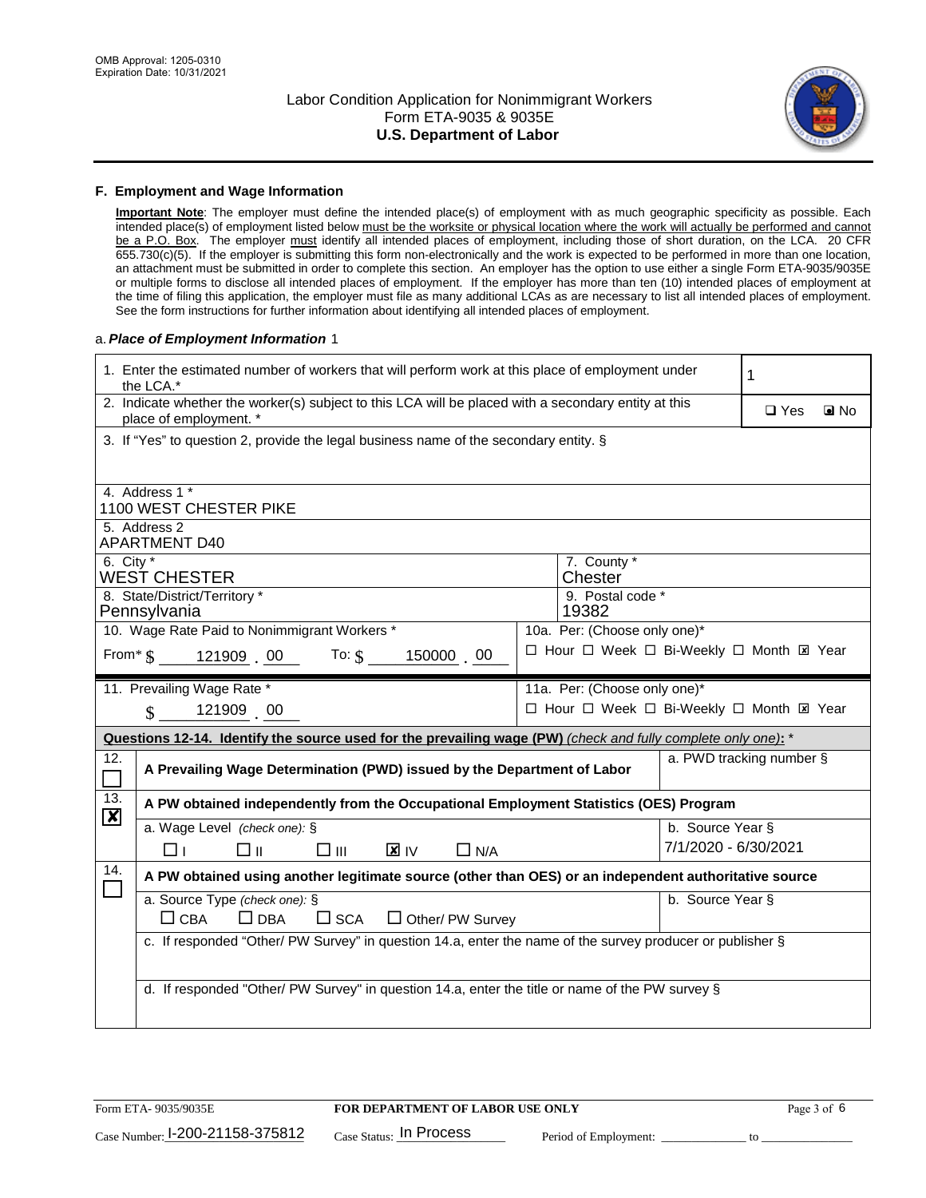## F. Employment and Wage Information

**Important Note**: The employer must define the intended place(s) of employment with as much geographic specificity as possible. Each intended place(s) of employment listed below must be the worksite or physical location where the work will actually be performed and cannot be a P.O. Box. The employer must identify all intended places of employment, including those of short duration, on the LCA. 20 CFR 655.730(c)(5). If the employer is submitting this form non-electronically and the work is expected to be performed in more than one location, an attachment must be submitted in order to complete this section. An employer has the option to use either a single Form ETA-9035/9035E or multiple forms to disclose all intended places of employment. If the employer has more than ten (10) intended places of employment at the time of filing this application, the employer must file as many additional LCAs as are necessary to list all intended places of employment. See the form instructions for further information about identifying all intended places of employment.

a. ***Place of Employment Information*** 1

| | |
|---|---|
| 1. Enter the estimated number of workers that will perform work at this place of employment under the LCA.* | 1 |
| 2. Indicate whether the worker(s) subject to this LCA will be placed with a secondary entity at this place of employment. * | ☐ Yes ☒ No |
| 3. If "Yes" to question 2, provide the legal business name of the secondary entity. § | |
| 4. Address 1 * 1100 WEST CHESTER PIKE | |
| 5. Address 2 APARTMENT D40 | |
| 6. City * WEST CHESTER | 7. County * Chester |
| 8. State/District/Territory * Pennsylvania | 9. Postal code * 19382 |
| 10. Wage Rate Paid to Nonimmigrant Workers * From* $ 121909 . 00 To: $ 150000 . 00 | 10a. Per: (Choose only one)* ☐ Hour ☐ Week ☐ Bi-Weekly ☐ Month ☒ Year |
| 11. Prevailing Wage Rate * $ 121909 . 00 | 11a. Per: (Choose only one)* ☐ Hour ☐ Week ☐ Bi-Weekly ☐ Month ☒ Year |

**Questions 12-14. Identify the source used for the prevailing wage (PW)** *(check and fully complete only one)*: *

| | | |
|---|---|---|
| 12. ☐ | A Prevailing Wage Determination (PWD) issued by the Department of Labor | a. PWD tracking number § |
| 13. ☒ | A PW obtained independently from the Occupational Employment Statistics (OES) Program | |
| | a. Wage Level *(check one)*: § ☐ I ☐ II ☐ III ☒ IV ☐ N/A | b. Source Year § 7/1/2020 - 6/30/2021 |
| 14. ☐ | A PW obtained using another legitimate source (other than OES) or an independent authoritative source | |
| | a. Source Type *(check one)*: § ☐ CBA ☐ DBA ☐ SCA ☐ Other/ PW Survey | b. Source Year § |
| | c. If responded "Other/ PW Survey" in question 14.a, enter the name of the survey producer or publisher § | |
| | d. If responded "Other/ PW Survey" in question 14.a, enter the title or name of the PW survey § | |

Form ETA- 9035/9035E | **FOR DEPARTMENT OF LABOR USE ONLY**

Case Number: I-200-21158-375812 Case Status: In Process Period of Employment: _____________ to _____________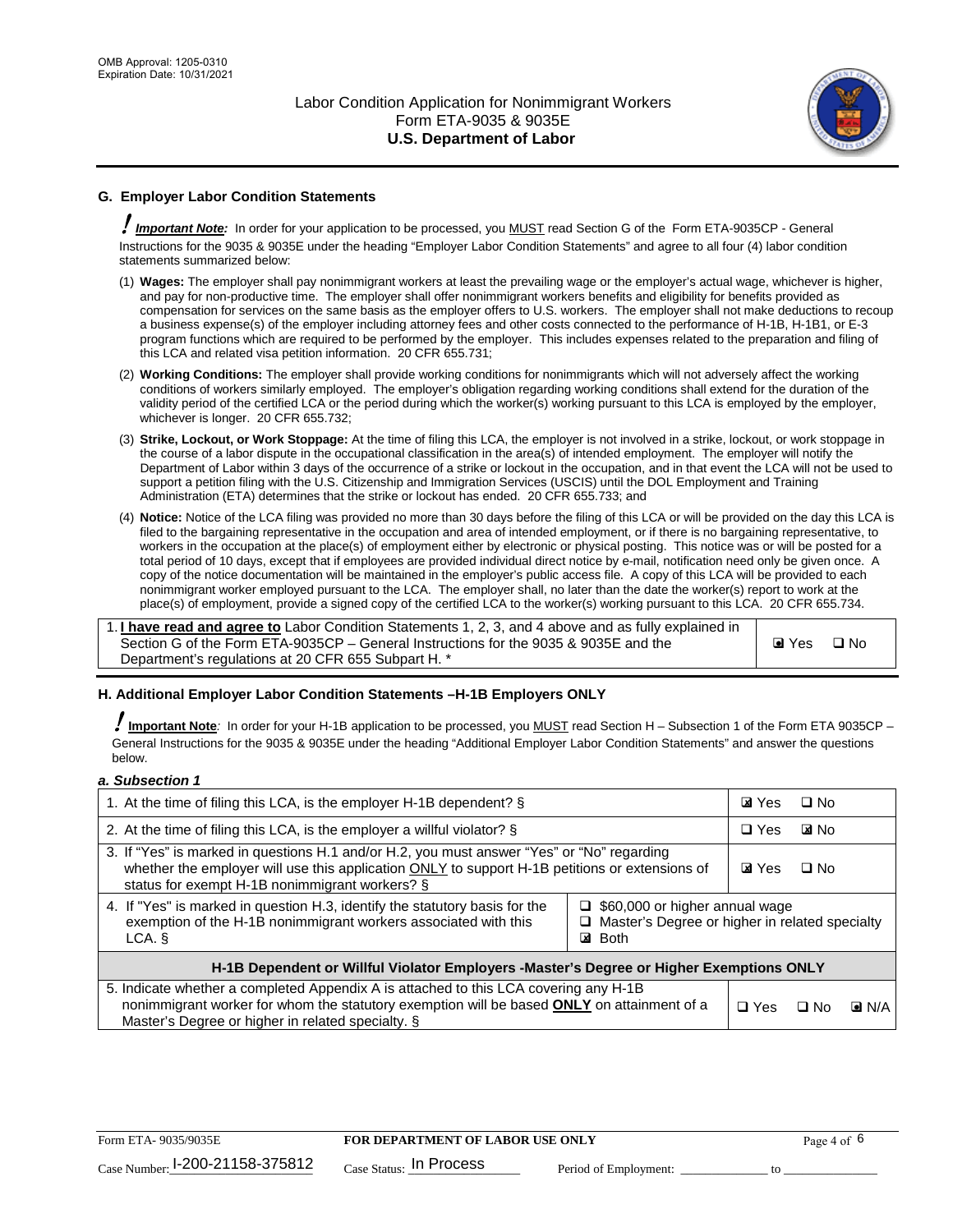## G. Employer Labor Condition Statements

**! *Important Note:*** In order for your application to be processed, you MUST read Section G of the Form ETA-9035CP - General Instructions for the 9035 & 9035E under the heading "Employer Labor Condition Statements" and agree to all four (4) labor condition statements summarized below:

(1) **Wages:** The employer shall pay nonimmigrant workers at least the prevailing wage or the employer's actual wage, whichever is higher, and pay for non-productive time. The employer shall offer nonimmigrant workers benefits and eligibility for benefits provided as compensation for services on the same basis as the employer offers to U.S. workers. The employer shall not make deductions to recoup a business expense(s) of the employer including attorney fees and other costs connected to the performance of H-1B, H-1B1, or E-3 program functions which are required to be performed by the employer. This includes expenses related to the preparation and filing of this LCA and related visa petition information. 20 CFR 655.731;

(2) **Working Conditions:** The employer shall provide working conditions for nonimmigrants which will not adversely affect the working conditions of workers similarly employed. The employer's obligation regarding working conditions shall extend for the duration of the validity period of the certified LCA or the period during which the worker(s) working pursuant to this LCA is employed by the employer, whichever is longer. 20 CFR 655.732;

(3) **Strike, Lockout, or Work Stoppage:** At the time of filing this LCA, the employer is not involved in a strike, lockout, or work stoppage in the course of a labor dispute in the occupational classification in the area(s) of intended employment. The employer will notify the Department of Labor within 3 days of the occurrence of a strike or lockout in the occupation, and in that event the LCA will not be used to support a petition filing with the U.S. Citizenship and Immigration Services (USCIS) until the DOL Employment and Training Administration (ETA) determines that the strike or lockout has ended. 20 CFR 655.733; and

(4) **Notice:** Notice of the LCA filing was provided no more than 30 days before the filing of this LCA or will be provided on the day this LCA is filed to the bargaining representative in the occupation and area of intended employment, or if there is no bargaining representative, to workers in the occupation at the place(s) of employment either by electronic or physical posting. This notice was or will be posted for a total period of 10 days, except that if employees are provided individual direct notice by e-mail, notification need only be given once. A copy of the notice documentation will be maintained in the employer's public access file. A copy of this LCA will be provided to each nonimmigrant worker employed pursuant to the LCA. The employer shall, no later than the date the worker(s) report to work at the place(s) of employment, provide a signed copy of the certified LCA to the worker(s) working pursuant to this LCA. 20 CFR 655.734.

| | |
|---|---|
| 1. **I have read and agree to** Labor Condition Statements 1, 2, 3, and 4 above and as fully explained in Section G of the Form ETA-9035CP – General Instructions for the 9035 & 9035E and the Department's regulations at 20 CFR 655 Subpart H. * | ☑ Yes ☐ No |

## H. Additional Employer Labor Condition Statements –H-1B Employers ONLY

**! Important Note***:* In order for your H-1B application to be processed, you MUST read Section H – Subsection 1 of the Form ETA 9035CP – General Instructions for the 9035 & 9035E under the heading "Additional Employer Labor Condition Statements" and answer the questions below.

***a. Subsection 1***

| | | |
|---|---|---|
| 1. At the time of filing this LCA, is the employer H-1B dependent? § | | ☑ Yes ☐ No |
| 2. At the time of filing this LCA, is the employer a willful violator? § | | ☐ Yes ☑ No |
| 3. If "Yes" is marked in questions H.1 and/or H.2, you must answer "Yes" or "No" regarding whether the employer will use this application ONLY to support H-1B petitions or extensions of status for exempt H-1B nonimmigrant workers? § | | ☑ Yes ☐ No |
| 4. If "Yes" is marked in question H.3, identify the statutory basis for the exemption of the H-1B nonimmigrant workers associated with this LCA. § | ☐ $60,000 or higher annual wage<br>☐ Master's Degree or higher in related specialty<br>☑ Both | |
| **H-1B Dependent or Willful Violator Employers -Master's Degree or Higher Exemptions ONLY** | | |
| 5. Indicate whether a completed Appendix A is attached to this LCA covering any H-1B nonimmigrant worker for whom the statutory exemption will be based **ONLY** on attainment of a Master's Degree or higher in related specialty. § | | ☐ Yes ☐ No ☑ N/A |

Form ETA- 9035/9035E **FOR DEPARTMENT OF LABOR USE ONLY**

Case Number: I-200-21158-375812 Case Status: In Process Period of Employment: _____________ to _______________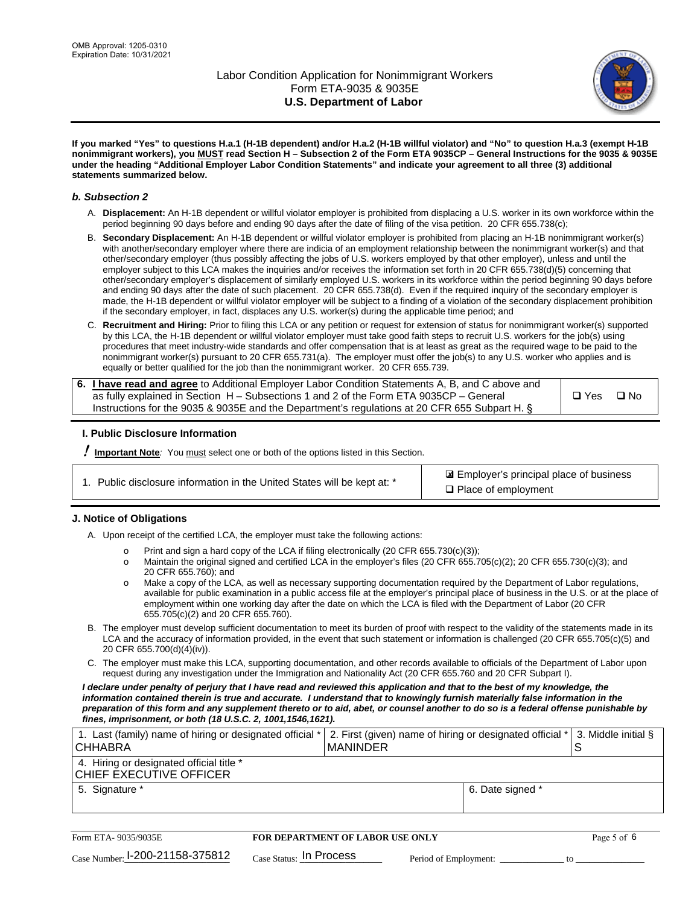**If you marked "Yes" to questions H.a.1 (H-1B dependent) and/or H.a.2 (H-1B willful violator) and "No" to question H.a.3 (exempt H-1B nonimmigrant workers), you MUST read Section H – Subsection 2 of the Form ETA 9035CP – General Instructions for the 9035 & 9035E under the heading "Additional Employer Labor Condition Statements" and indicate your agreement to all three (3) additional statements summarized below.**

### *b. Subsection 2*

A. **Displacement:** An H-1B dependent or willful violator employer is prohibited from displacing a U.S. worker in its own workforce within the period beginning 90 days before and ending 90 days after the date of filing of the visa petition. 20 CFR 655.738(c);

B. **Secondary Displacement:** An H-1B dependent or willful violator employer is prohibited from placing an H-1B nonimmigrant worker(s) with another/secondary employer where there are indicia of an employment relationship between the nonimmigrant worker(s) and that other/secondary employer (thus possibly affecting the jobs of U.S. workers employed by that other employer), unless and until the employer subject to this LCA makes the inquiries and/or receives the information set forth in 20 CFR 655.738(d)(5) concerning that other/secondary employer's displacement of similarly employed U.S. workers in its workforce within the period beginning 90 days before and ending 90 days after the date of such placement. 20 CFR 655.738(d). Even if the required inquiry of the secondary employer is made, the H-1B dependent or willful violator employer will be subject to a finding of a violation of the secondary displacement prohibition if the secondary employer, in fact, displaces any U.S. worker(s) during the applicable time period; and

C. **Recruitment and Hiring:** Prior to filing this LCA or any petition or request for extension of status for nonimmigrant worker(s) supported by this LCA, the H-1B dependent or willful violator employer must take good faith steps to recruit U.S. workers for the job(s) using procedures that meet industry-wide standards and offer compensation that is at least as great as the required wage to be paid to the nonimmigrant worker(s) pursuant to 20 CFR 655.731(a). The employer must offer the job(s) to any U.S. worker who applies and is equally or better qualified for the job than the nonimmigrant worker. 20 CFR 655.739.

| 6. **I have read and agree** to Additional Employer Labor Condition Statements A, B, and C above and as fully explained in Section H – Subsections 1 and 2 of the Form ETA 9035CP – General Instructions for the 9035 & 9035E and the Department's regulations at 20 CFR 655 Subpart H. § | ❑ Yes ❑ No |
|---|---|

## I. Public Disclosure Information

**! Important Note***:* You must select one or both of the options listed in this Section.

| 1. Public disclosure information in the United States will be kept at: * | ☒ Employer's principal place of business<br>❑ Place of employment |
|---|---|

## J. Notice of Obligations

A. Upon receipt of the certified LCA, the employer must take the following actions:

- o Print and sign a hard copy of the LCA if filing electronically (20 CFR 655.730(c)(3));
- o Maintain the original signed and certified LCA in the employer's files (20 CFR 655.705(c)(2); 20 CFR 655.730(c)(3); and 20 CFR 655.760); and
- o Make a copy of the LCA, as well as necessary supporting documentation required by the Department of Labor regulations, available for public examination in a public access file at the employer's principal place of business in the U.S. or at the place of employment within one working day after the date on which the LCA is filed with the Department of Labor (20 CFR 655.705(c)(2) and 20 CFR 655.760).

B. The employer must develop sufficient documentation to meet its burden of proof with respect to the validity of the statements made in its LCA and the accuracy of information provided, in the event that such statement or information is challenged (20 CFR 655.705(c)(5) and 20 CFR 655.700(d)(4)(iv)).

C. The employer must make this LCA, supporting documentation, and other records available to officials of the Department of Labor upon request during any investigation under the Immigration and Nationality Act (20 CFR 655.760 and 20 CFR Subpart I).

***I declare under penalty of perjury that I have read and reviewed this application and that to the best of my knowledge, the information contained therein is true and accurate. I understand that to knowingly furnish materially false information in the preparation of this form and any supplement thereto or to aid, abet, or counsel another to do so is a federal offense punishable by fines, imprisonment, or both (18 U.S.C. 2, 1001,1546,1621).***

| 1. Last (family) name of hiring or designated official * CHHABRA | 2. First (given) name of hiring or designated official * MANINDER | 3. Middle initial § S |
|---|---|---|
| 4. Hiring or designated official title * CHIEF EXECUTIVE OFFICER | | |
| 5. Signature * | 6. Date signed * | |

| Form ETA- 9035/9035E | FOR DEPARTMENT OF LABOR USE ONLY | |
|---|---|---|
| Case Number: I-200-21158-375812 | Case Status: In Process | Period of Employment: _____________ to _____________ |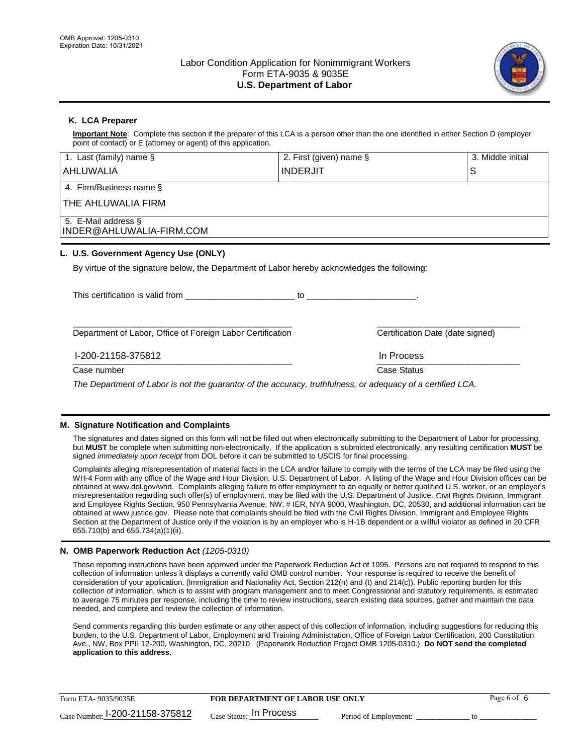OMB Approval: 1205-0310
Expiration Date: 10/31/2021

Labor Condition Application for Nonimmigrant Workers
Form ETA-9035 & 9035E
**U.S. Department of Labor**

### K. LCA Preparer

**Important Note**: Complete this section if the preparer of this LCA is a person other than the one identified in either Section D (employer point of contact) or E (attorney or agent) of this application.

| 1. Last (family) name § | 2. First (given) name § | 3. Middle initial |
|---|---|---|
| AHLUWALIA | INDERJIT | S |
| 4. Firm/Business name § | | |
| THE AHLUWALIA FIRM | | |
| 5. E-Mail address § | | |
| INDER@AHLUWALIA-FIRM.COM | | |

### L. U.S. Government Agency Use (ONLY)

By virtue of the signature below, the Department of Labor hereby acknowledges the following:

This certification is valid from \_\_\_\_\_\_\_\_\_\_\_\_\_\_\_\_\_\_\_\_\_\_\_ to \_\_\_\_\_\_\_\_\_\_\_\_\_\_\_\_\_\_\_\_\_\_\_.

Department of Labor, Office of Foreign Labor Certification

Certification Date (date signed)

I-200-21158-375812
Case number

In Process
Case Status

*The Department of Labor is not the guarantor of the accuracy, truthfulness, or adequacy of a certified LCA.*

### M. Signature Notification and Complaints

The signatures and dates signed on this form will not be filled out when electronically submitting to the Department of Labor for processing, but **MUST** be complete when submitting non-electronically. If the application is submitted electronically, any resulting certification **MUST** be signed *immediately upon receipt* from DOL before it can be submitted to USCIS for final processing.

Complaints alleging misrepresentation of material facts in the LCA and/or failure to comply with the terms of the LCA may be filed using the WH-4 Form with any office of the Wage and Hour Division, U.S. Department of Labor. A listing of the Wage and Hour Division offices can be obtained at www.dol.gov/whd. Complaints alleging failure to offer employment to an equally or better qualified U.S. worker, or an employer's misrepresentation regarding such offer(s) of employment, may be filed with the U.S. Department of Justice, Civil Rights Division, Immigrant and Employee Rights Section, 950 Pennsylvania Avenue, NW, # IER, NYA 9000, Washington, DC, 20530, and additional information can be obtained at www.justice.gov. Please note that complaints should be filed with the Civil Rights Division, Immigrant and Employee Rights Section at the Department of Justice only if the violation is by an employer who is H-1B dependent or a willful violator as defined in 20 CFR 655.710(b) and 655.734(a)(1)(ii).

### N. OMB Paperwork Reduction Act *(1205-0310)*

These reporting instructions have been approved under the Paperwork Reduction Act of 1995. Persons are not required to respond to this collection of information unless it displays a currently valid OMB control number. Your response is required to receive the benefit of consideration of your application. (Immigration and Nationality Act, Section 212(n) and (t) and 214(c)). Public reporting burden for this collection of information, which is to assist with program management and to meet Congressional and statutory requirements, is estimated to average 75 minutes per response, including the time to review instructions, search existing data sources, gather and maintain the data needed, and complete and review the collection of information.

Send comments regarding this burden estimate or any other aspect of this collection of information, including suggestions for reducing this burden, to the U.S. Department of Labor, Employment and Training Administration, Office of Foreign Labor Certification, 200 Constitution Ave., NW, Box PPII 12-200, Washington, DC, 20210. (Paperwork Reduction Project OMB 1205-0310.) **Do NOT send the completed application to this address.**